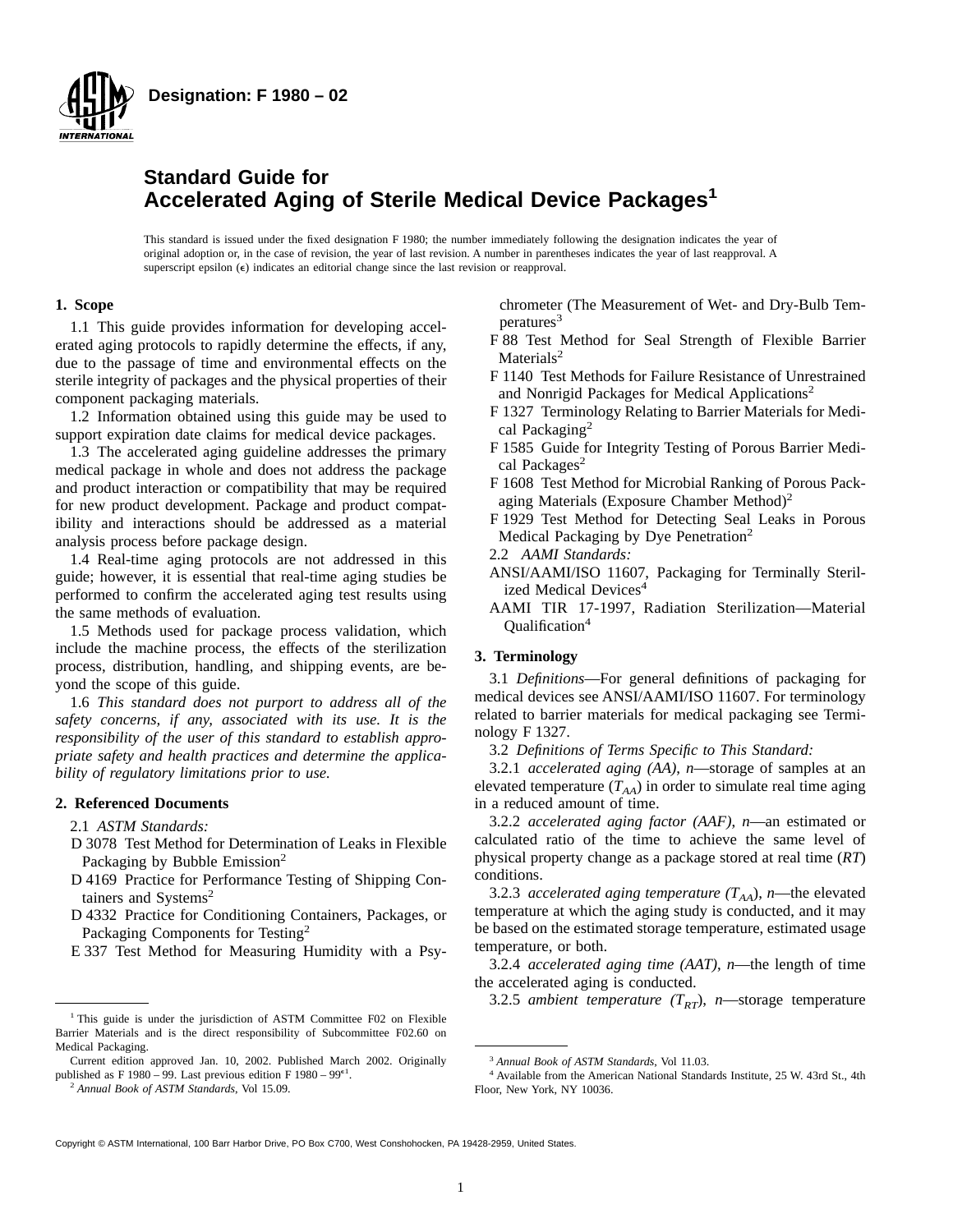**Designation: F 1980 – 02**

# Standard Guide for Accelerated Aging of Sterile Medical Device Packages[1]

This standard is issued under the fixed designation F 1980; the number immediately following the designation indicates the year of original adoption or, in the case of revision, the year of last revision. A number in parentheses indicates the year of last reapproval. A superscript epsilon (ε) indicates an editorial change since the last revision or reapproval.

## 1. Scope

1.1 This guide provides information for developing accelerated aging protocols to rapidly determine the effects, if any, due to the passage of time and environmental effects on the sterile integrity of packages and the physical properties of their component packaging materials.

1.2 Information obtained using this guide may be used to support expiration date claims for medical device packages.

1.3 The accelerated aging guideline addresses the primary medical package in whole and does not address the package and product interaction or compatibility that may be required for new product development. Package and product compatibility and interactions should be addressed as a material analysis process before package design.

1.4 Real-time aging protocols are not addressed in this guide; however, it is essential that real-time aging studies be performed to confirm the accelerated aging test results using the same methods of evaluation.

1.5 Methods used for package process validation, which include the machine process, the effects of the sterilization process, distribution, handling, and shipping events, are beyond the scope of this guide.

1.6 *This standard does not purport to address all of the safety concerns, if any, associated with its use. It is the responsibility of the user of this standard to establish appropriate safety and health practices and determine the applicability of regulatory limitations prior to use.*

## 2. Referenced Documents

2.1 *ASTM Standards:*

D 3078 Test Method for Determination of Leaks in Flexible Packaging by Bubble Emission[2]

D 4169 Practice for Performance Testing of Shipping Containers and Systems[2]

D 4332 Practice for Conditioning Containers, Packages, or Packaging Components for Testing[2]

E 337 Test Method for Measuring Humidity with a Psychrometer (The Measurement of Wet- and Dry-Bulb Temperatures[3]

F 88 Test Method for Seal Strength of Flexible Barrier Materials[2]

F 1140 Test Methods for Failure Resistance of Unrestrained and Nonrigid Packages for Medical Applications[2]

F 1327 Terminology Relating to Barrier Materials for Medical Packaging[2]

F 1585 Guide for Integrity Testing of Porous Barrier Medical Packages[2]

F 1608 Test Method for Microbial Ranking of Porous Packaging Materials (Exposure Chamber Method)[2]

F 1929 Test Method for Detecting Seal Leaks in Porous Medical Packaging by Dye Penetration[2]

2.2 *AAMI Standards:*

ANSI/AAMI/ISO 11607, Packaging for Terminally Sterilized Medical Devices[4]

AAMI TIR 17-1997, Radiation Sterilization—Material Qualification[4]

## 3. Terminology

3.1 *Definitions*—For general definitions of packaging for medical devices see ANSI/AAMI/ISO 11607. For terminology related to barrier materials for medical packaging see Terminology F 1327.

3.2 *Definitions of Terms Specific to This Standard:*

3.2.1 *accelerated aging (AA), n*—storage of samples at an elevated temperature ($T_{AA}$) in order to simulate real time aging in a reduced amount of time.

3.2.2 *accelerated aging factor (AAF), n*—an estimated or calculated ratio of the time to achieve the same level of physical property change as a package stored at real time (*RT*) conditions.

3.2.3 *accelerated aging temperature ($T_{AA}$), n*—the elevated temperature at which the aging study is conducted, and it may be based on the estimated storage temperature, estimated usage temperature, or both.

3.2.4 *accelerated aging time (AAT), n*—the length of time the accelerated aging is conducted.

3.2.5 *ambient temperature ($T_{RT}$), n*—storage temperature

---

[1] This guide is under the jurisdiction of ASTM Committee F02 on Flexible Barrier Materials and is the direct responsibility of Subcommittee F02.60 on Medical Packaging.

Current edition approved Jan. 10, 2002. Published March 2002. Originally published as F 1980 – 99. Last previous edition F 1980 – 99[ε1].

[2] *Annual Book of ASTM Standards*, Vol 15.09.

[3] *Annual Book of ASTM Standards*, Vol 11.03.

[4] Available from the American National Standards Institute, 25 W. 43rd St., 4th Floor, New York, NY 10036.

Copyright © ASTM International, 100 Barr Harbor Drive, PO Box C700, West Conshohocken, PA 19428-2959, United States.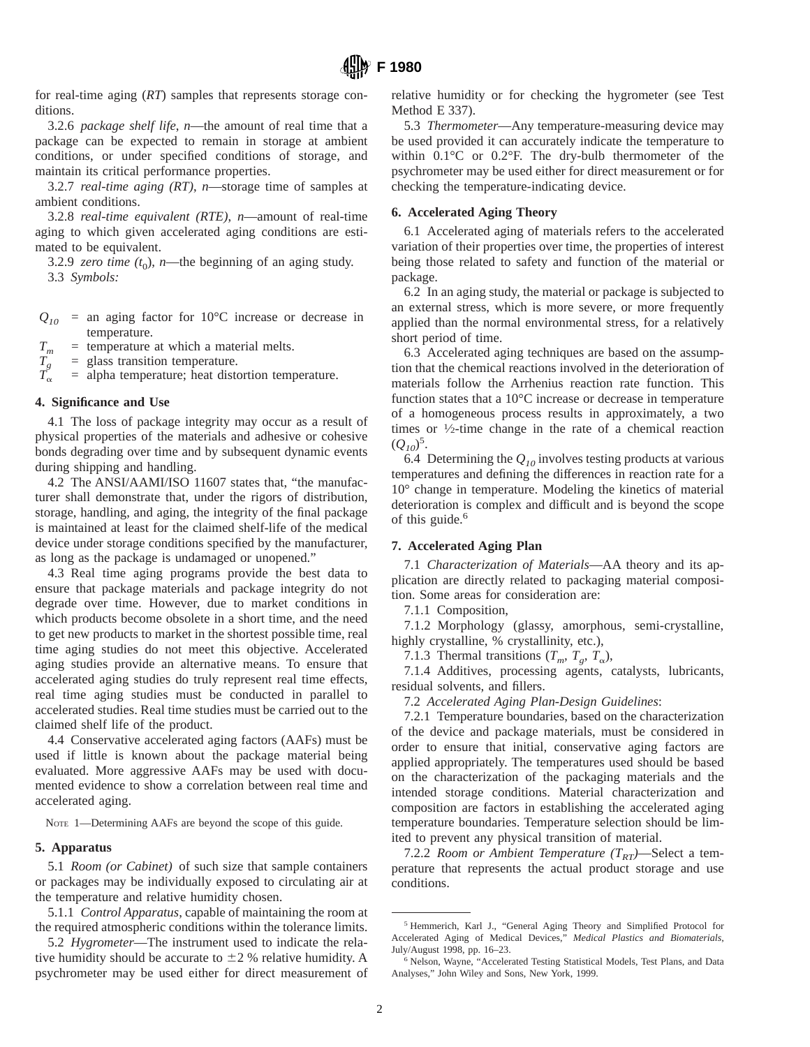for real-time aging (*RT*) samples that represents storage conditions.

3.2.6 *package shelf life, n*—the amount of real time that a package can be expected to remain in storage at ambient conditions, or under specified conditions of storage, and maintain its critical performance properties.

3.2.7 *real-time aging (RT), n*—storage time of samples at ambient conditions.

3.2.8 *real-time equivalent (RTE), n*—amount of real-time aging to which given accelerated aging conditions are estimated to be equivalent.

3.2.9 *zero time* ($t_0$), *n*—the beginning of an aging study.

3.3 *Symbols:*

$Q_{10}$ = an aging factor for 10°C increase or decrease in temperature.
$T_m$ = temperature at which a material melts.
$T_g$ = glass transition temperature.
$T_\alpha$ = alpha temperature; heat distortion temperature.

## 4. Significance and Use

4.1 The loss of package integrity may occur as a result of physical properties of the materials and adhesive or cohesive bonds degrading over time and by subsequent dynamic events during shipping and handling.

4.2 The ANSI/AAMI/ISO 11607 states that, "the manufacturer shall demonstrate that, under the rigors of distribution, storage, handling, and aging, the integrity of the final package is maintained at least for the claimed shelf-life of the medical device under storage conditions specified by the manufacturer, as long as the package is undamaged or unopened."

4.3 Real time aging programs provide the best data to ensure that package materials and package integrity do not degrade over time. However, due to market conditions in which products become obsolete in a short time, and the need to get new products to market in the shortest possible time, real time aging studies do not meet this objective. Accelerated aging studies provide an alternative means. To ensure that accelerated aging studies do truly represent real time effects, real time aging studies must be conducted in parallel to accelerated studies. Real time studies must be carried out to the claimed shelf life of the product.

4.4 Conservative accelerated aging factors (AAFs) must be used if little is known about the package material being evaluated. More aggressive AAFs may be used with documented evidence to show a correlation between real time and accelerated aging.

NOTE 1—Determining AAFs are beyond the scope of this guide.

## 5. Apparatus

5.1 *Room (or Cabinet)* of such size that sample containers or packages may be individually exposed to circulating air at the temperature and relative humidity chosen.

5.1.1 *Control Apparatus*, capable of maintaining the room at the required atmospheric conditions within the tolerance limits.

5.2 *Hygrometer*—The instrument used to indicate the relative humidity should be accurate to ±2 % relative humidity. A psychrometer may be used either for direct measurement of relative humidity or for checking the hygrometer (see Test Method E 337).

5.3 *Thermometer*—Any temperature-measuring device may be used provided it can accurately indicate the temperature to within 0.1°C or 0.2°F. The dry-bulb thermometer of the psychrometer may be used either for direct measurement or for checking the temperature-indicating device.

## 6. Accelerated Aging Theory

6.1 Accelerated aging of materials refers to the accelerated variation of their properties over time, the properties of interest being those related to safety and function of the material or package.

6.2 In an aging study, the material or package is subjected to an external stress, which is more severe, or more frequently applied than the normal environmental stress, for a relatively short period of time.

6.3 Accelerated aging techniques are based on the assumption that the chemical reactions involved in the deterioration of materials follow the Arrhenius reaction rate function. This function states that a 10°C increase or decrease in temperature of a homogeneous process results in approximately, a two times or ½-time change in the rate of a chemical reaction ($Q_{10}$)[5].

6.4 Determining the $Q_{10}$ involves testing products at various temperatures and defining the differences in reaction rate for a 10° change in temperature. Modeling the kinetics of material deterioration is complex and difficult and is beyond the scope of this guide.[6]

## 7. Accelerated Aging Plan

7.1 *Characterization of Materials*—AA theory and its application are directly related to packaging material composition. Some areas for consideration are:

7.1.1 Composition,

7.1.2 Morphology (glassy, amorphous, semi-crystalline, highly crystalline, % crystallinity, etc.),

7.1.3 Thermal transitions ($T_m$, $T_g$, $T_\alpha$),

7.1.4 Additives, processing agents, catalysts, lubricants, residual solvents, and fillers.

7.2 *Accelerated Aging Plan-Design Guidelines*:

7.2.1 Temperature boundaries, based on the characterization of the device and package materials, must be considered in order to ensure that initial, conservative aging factors are applied appropriately. The temperatures used should be based on the characterization of the packaging materials and the intended storage conditions. Material characterization and composition are factors in establishing the accelerated aging temperature boundaries. Temperature selection should be limited to prevent any physical transition of material.

7.2.2 *Room or Ambient Temperature* ($T_{RT}$)—Select a temperature that represents the actual product storage and use conditions.

---

[5] Hemmerich, Karl J., "General Aging Theory and Simplified Protocol for Accelerated Aging of Medical Devices," *Medical Plastics and Biomaterials*, July/August 1998, pp. 16–23.

[6] Nelson, Wayne, "Accelerated Testing Statistical Models, Test Plans, and Data Analyses," John Wiley and Sons, New York, 1999.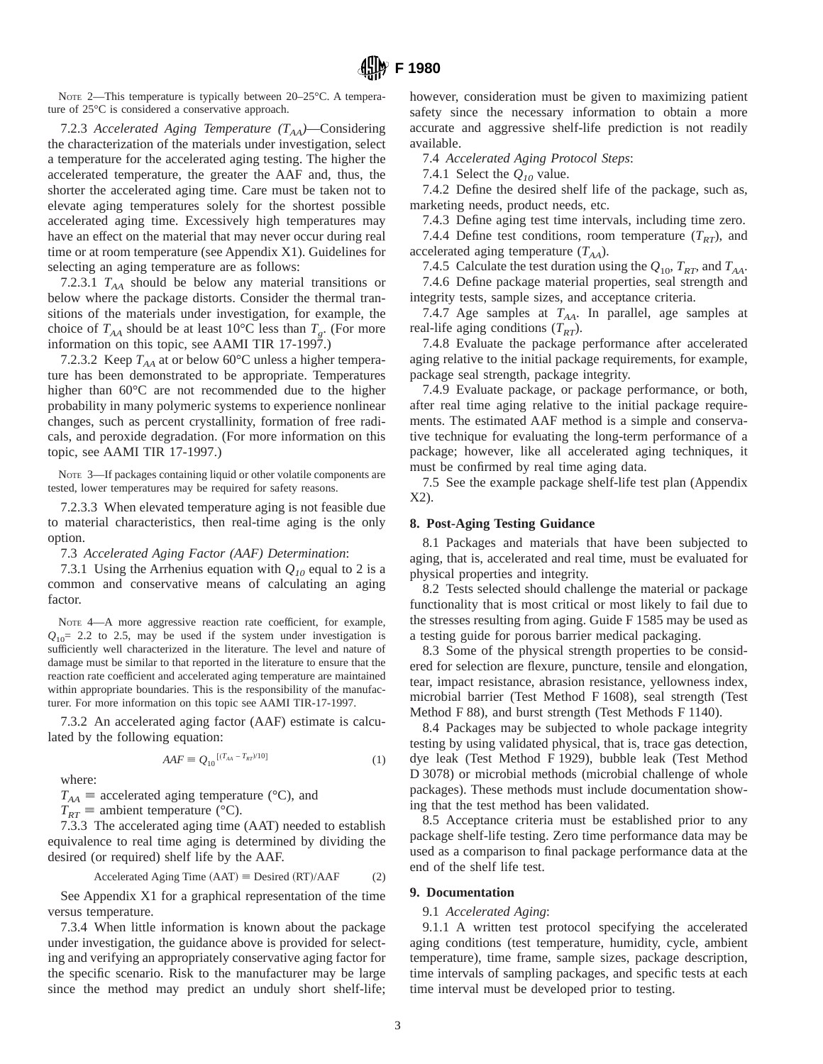NOTE 2—This temperature is typically between 20–25°C. A temperature of 25°C is considered a conservative approach.

7.2.3 *Accelerated Aging Temperature ($T_{AA}$)*—Considering the characterization of the materials under investigation, select a temperature for the accelerated aging testing. The higher the accelerated temperature, the greater the AAF and, thus, the shorter the accelerated aging time. Care must be taken not to elevate aging temperatures solely for the shortest possible accelerated aging time. Excessively high temperatures may have an effect on the material that may never occur during real time or at room temperature (see Appendix X1). Guidelines for selecting an aging temperature are as follows:

7.2.3.1 $T_{AA}$ should be below any material transitions or below where the package distorts. Consider the thermal transitions of the materials under investigation, for example, the choice of $T_{AA}$ should be at least 10°C less than $T_g$. (For more information on this topic, see AAMI TIR 17-1997.)

7.2.3.2 Keep $T_{AA}$ at or below 60°C unless a higher temperature has been demonstrated to be appropriate. Temperatures higher than 60°C are not recommended due to the higher probability in many polymeric systems to experience nonlinear changes, such as percent crystallinity, formation of free radicals, and peroxide degradation. (For more information on this topic, see AAMI TIR 17-1997.)

NOTE 3—If packages containing liquid or other volatile components are tested, lower temperatures may be required for safety reasons.

7.2.3.3 When elevated temperature aging is not feasible due to material characteristics, then real-time aging is the only option.

7.3 *Accelerated Aging Factor (AAF) Determination*:

7.3.1 Using the Arrhenius equation with $Q_{10}$ equal to 2 is a common and conservative means of calculating an aging factor.

NOTE 4—A more aggressive reaction rate coefficient, for example, $Q_{10}$= 2.2 to 2.5, may be used if the system under investigation is sufficiently well characterized in the literature. The level and nature of damage must be similar to that reported in the literature to ensure that the reaction rate coefficient and accelerated aging temperature are maintained within appropriate boundaries. This is the responsibility of the manufacturer. For more information on this topic see AAMI TIR-17-1997.

7.3.2 An accelerated aging factor (AAF) estimate is calculated by the following equation:

$$AAF \equiv Q_{10}^{[(T_{AA} - T_{RT})/10]} \tag{1}$$

where:

$T_{AA}$ ≡ accelerated aging temperature (°C), and

$T_{RT}$ ≡ ambient temperature (°C).

7.3.3 The accelerated aging time (AAT) needed to establish equivalence to real time aging is determined by dividing the desired (or required) shelf life by the AAF.

$$\text{Accelerated Aging Time (AAT)} \equiv \text{Desired (RT)/AAF} \tag{2}$$

See Appendix X1 for a graphical representation of the time versus temperature.

7.3.4 When little information is known about the package under investigation, the guidance above is provided for selecting and verifying an appropriately conservative aging factor for the specific scenario. Risk to the manufacturer may be large since the method may predict an unduly short shelf-life; however, consideration must be given to maximizing patient safety since the necessary information to obtain a more accurate and aggressive shelf-life prediction is not readily available.

7.4 *Accelerated Aging Protocol Steps*:

7.4.1 Select the $Q_{10}$ value.

7.4.2 Define the desired shelf life of the package, such as, marketing needs, product needs, etc.

7.4.3 Define aging test time intervals, including time zero.

7.4.4 Define test conditions, room temperature ($T_{RT}$), and accelerated aging temperature ($T_{AA}$).

7.4.5 Calculate the test duration using the $Q_{10}$, $T_{RT}$, and $T_{AA}$.

7.4.6 Define package material properties, seal strength and integrity tests, sample sizes, and acceptance criteria.

7.4.7 Age samples at $T_{AA}$. In parallel, age samples at real-life aging conditions ($T_{RT}$).

7.4.8 Evaluate the package performance after accelerated aging relative to the initial package requirements, for example, package seal strength, package integrity.

7.4.9 Evaluate package, or package performance, or both, after real time aging relative to the initial package requirements. The estimated AAF method is a simple and conservative technique for evaluating the long-term performance of a package; however, like all accelerated aging techniques, it must be confirmed by real time aging data.

7.5 See the example package shelf-life test plan (Appendix X2).

## 8. Post-Aging Testing Guidance

8.1 Packages and materials that have been subjected to aging, that is, accelerated and real time, must be evaluated for physical properties and integrity.

8.2 Tests selected should challenge the material or package functionality that is most critical or most likely to fail due to the stresses resulting from aging. Guide F 1585 may be used as a testing guide for porous barrier medical packaging.

8.3 Some of the physical strength properties to be considered for selection are flexure, puncture, tensile and elongation, tear, impact resistance, abrasion resistance, yellowness index, microbial barrier (Test Method F 1608), seal strength (Test Method F 88), and burst strength (Test Methods F 1140).

8.4 Packages may be subjected to whole package integrity testing by using validated physical, that is, trace gas detection, dye leak (Test Method F 1929), bubble leak (Test Method D 3078) or microbial methods (microbial challenge of whole packages). These methods must include documentation showing that the test method has been validated.

8.5 Acceptance criteria must be established prior to any package shelf-life testing. Zero time performance data may be used as a comparison to final package performance data at the end of the shelf life test.

## 9. Documentation

9.1 *Accelerated Aging*:

9.1.1 A written test protocol specifying the accelerated aging conditions (test temperature, humidity, cycle, ambient temperature), time frame, sample sizes, package description, time intervals of sampling packages, and specific tests at each time interval must be developed prior to testing.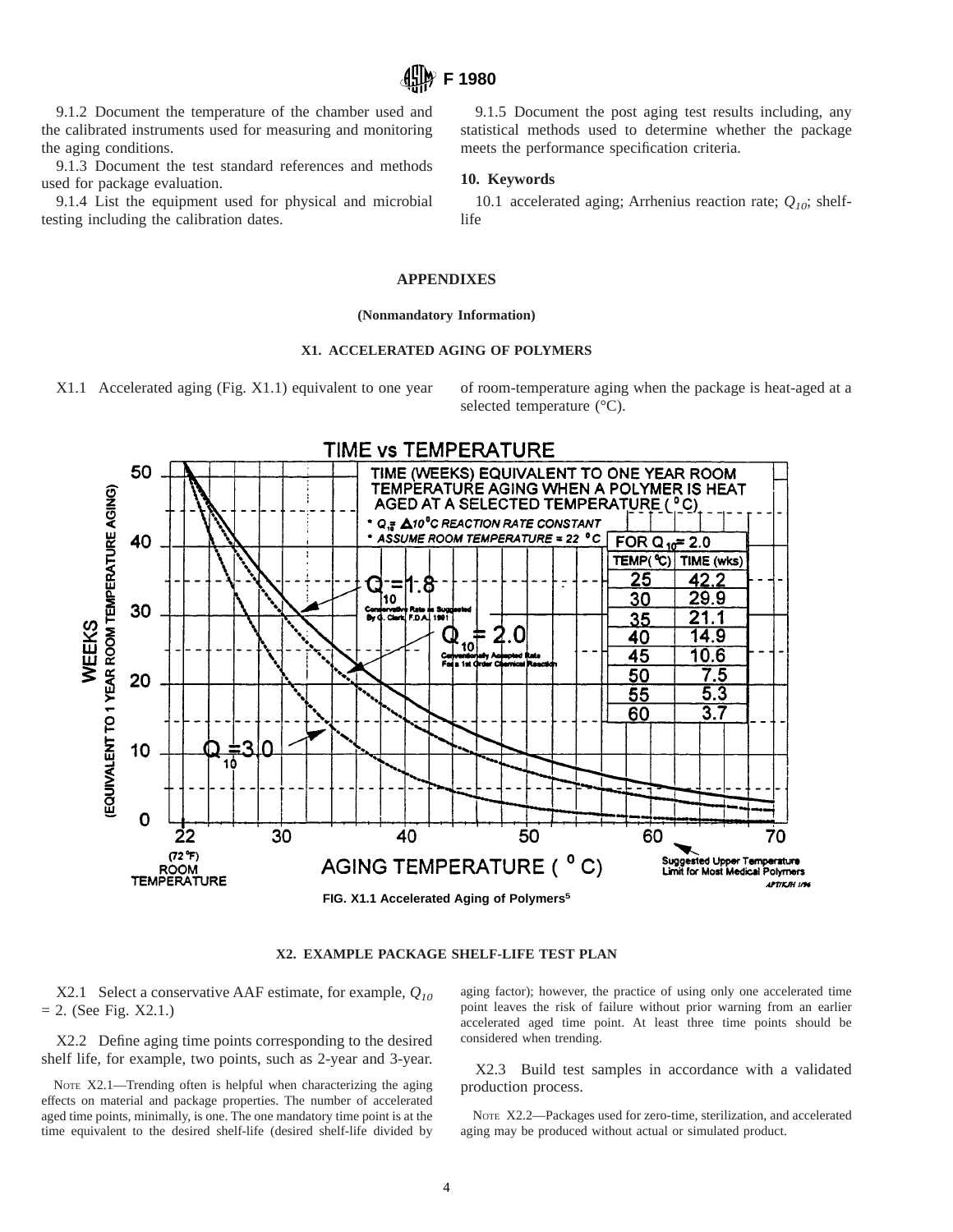9.1.2 Document the temperature of the chamber used and the calibrated instruments used for measuring and monitoring the aging conditions.

9.1.3 Document the test standard references and methods used for package evaluation.

9.1.4 List the equipment used for physical and microbial testing including the calibration dates.

9.1.5 Document the post aging test results including, any statistical methods used to determine whether the package meets the performance specification criteria.

## 10. Keywords

10.1 accelerated aging; Arrhenius reaction rate; $Q_{10}$; shelf-life

# APPENDIXES

**(Nonmandatory Information)**

## X1. ACCELERATED AGING OF POLYMERS

X1.1 Accelerated aging (Fig. X1.1) equivalent to one year of room-temperature aging when the package is heat-aged at a selected temperature (°C).

FIG. X1.1 Accelerated Aging of Polymers[5]

## X2. EXAMPLE PACKAGE SHELF-LIFE TEST PLAN

X2.1 Select a conservative AAF estimate, for example, $Q_{10}$ = 2. (See Fig. X2.1.)

X2.2 Define aging time points corresponding to the desired shelf life, for example, two points, such as 2-year and 3-year.

NOTE X2.1—Trending often is helpful when characterizing the aging effects on material and package properties. The number of accelerated aged time points, minimally, is one. The one mandatory time point is at the time equivalent to the desired shelf-life (desired shelf-life divided by aging factor); however, the practice of using only one accelerated time point leaves the risk of failure without prior warning from an earlier accelerated aged time point. At least three time points should be considered when trending.

X2.3 Build test samples in accordance with a validated production process.

NOTE X2.2—Packages used for zero-time, sterilization, and accelerated aging may be produced without actual or simulated product.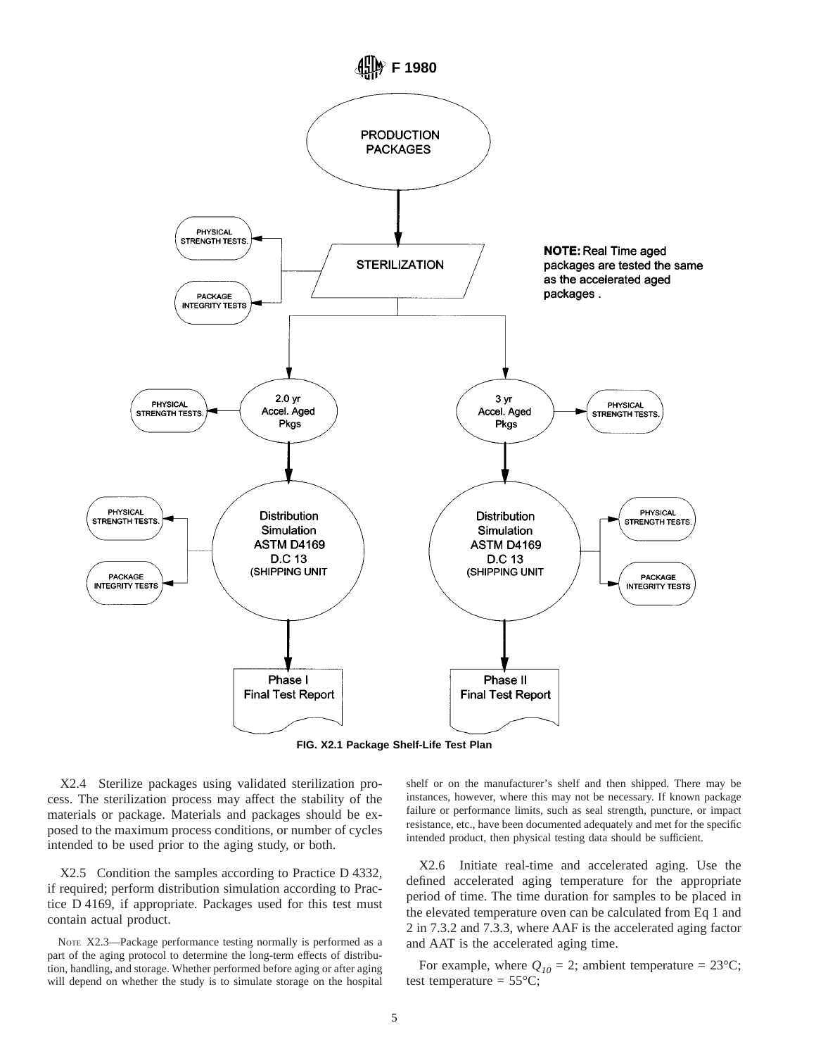PRODUCTION PACKAGES

STERILIZATION

PHYSICAL STRENGTH TESTS.

PACKAGE INTEGRITY TESTS

NOTE: Real Time aged packages are tested the same as the accelerated aged packages .

2.0 yr Accel. Aged Pkgs

PHYSICAL STRENGTH TESTS.

3 yr Accel. Aged Pkgs

PHYSICAL STRENGTH TESTS.

Distribution Simulation ASTM D4169 D.C 13 (SHIPPING UNIT

PHYSICAL STRENGTH TESTS.

PACKAGE INTEGRITY TESTS

Distribution Simulation ASTM D4169 D.C 13 (SHIPPING UNIT

PHYSICAL STRENGTH TESTS.

PACKAGE INTEGRITY TESTS

Phase I Final Test Report

Phase II Final Test Report

**FIG. X2.1 Package Shelf-Life Test Plan**

X2.4 Sterilize packages using validated sterilization process. The sterilization process may affect the stability of the materials or package. Materials and packages should be exposed to the maximum process conditions, or number of cycles intended to be used prior to the aging study, or both.

X2.5 Condition the samples according to Practice D 4332, if required; perform distribution simulation according to Practice D 4169, if appropriate. Packages used for this test must contain actual product.

NOTE X2.3—Package performance testing normally is performed as a part of the aging protocol to determine the long-term effects of distribution, handling, and storage. Whether performed before aging or after aging will depend on whether the study is to simulate storage on the hospital shelf or on the manufacturer's shelf and then shipped. There may be instances, however, where this may not be necessary. If known package failure or performance limits, such as seal strength, puncture, or impact resistance, etc., have been documented adequately and met for the specific intended product, then physical testing data should be sufficient.

X2.6 Initiate real-time and accelerated aging. Use the defined accelerated aging temperature for the appropriate period of time. The time duration for samples to be placed in the elevated temperature oven can be calculated from Eq 1 and 2 in 7.3.2 and 7.3.3, where AAF is the accelerated aging factor and AAT is the accelerated aging time.

For example, where $Q_{10} = 2$; ambient temperature = 23°C; test temperature = 55°C;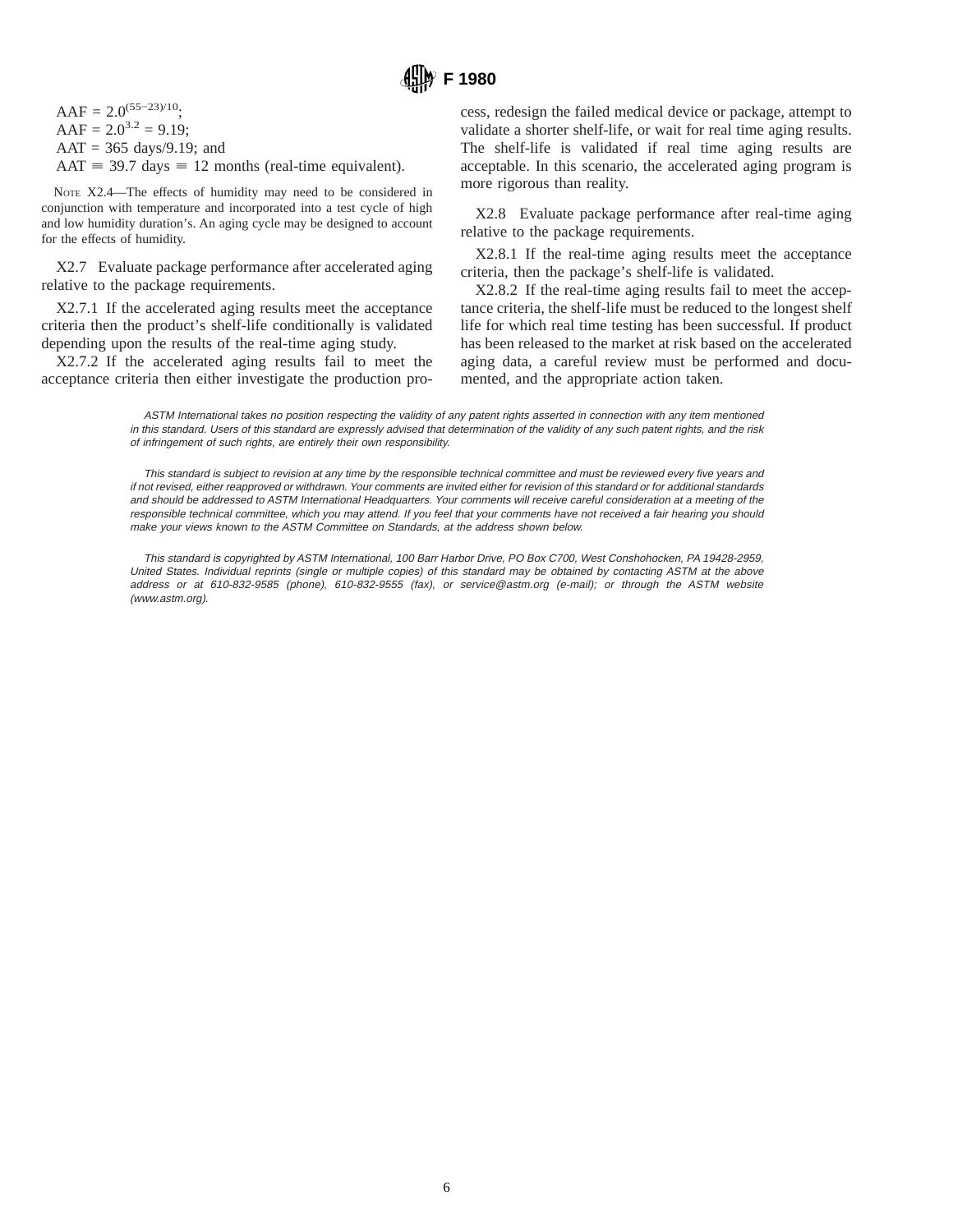$AAF = 2.0^{(55-23)/10}$;
$AAF = 2.0^{3.2} = 9.19$;
$AAT = 365$ days/9.19; and
$AAT \equiv 39.7$ days $\equiv 12$ months (real-time equivalent).

NOTE X2.4—The effects of humidity may need to be considered in conjunction with temperature and incorporated into a test cycle of high and low humidity duration's. An aging cycle may be designed to account for the effects of humidity.

X2.7 Evaluate package performance after accelerated aging relative to the package requirements.

X2.7.1 If the accelerated aging results meet the acceptance criteria then the product's shelf-life conditionally is validated depending upon the results of the real-time aging study.

X2.7.2 If the accelerated aging results fail to meet the acceptance criteria then either investigate the production process, redesign the failed medical device or package, attempt to validate a shorter shelf-life, or wait for real time aging results. The shelf-life is validated if real time aging results are acceptable. In this scenario, the accelerated aging program is more rigorous than reality.

X2.8 Evaluate package performance after real-time aging relative to the package requirements.

X2.8.1 If the real-time aging results meet the acceptance criteria, then the package's shelf-life is validated.

X2.8.2 If the real-time aging results fail to meet the acceptance criteria, the shelf-life must be reduced to the longest shelf life for which real time testing has been successful. If product has been released to the market at risk based on the accelerated aging data, a careful review must be performed and documented, and the appropriate action taken.

*ASTM International takes no position respecting the validity of any patent rights asserted in connection with any item mentioned in this standard. Users of this standard are expressly advised that determination of the validity of any such patent rights, and the risk of infringement of such rights, are entirely their own responsibility.*

*This standard is subject to revision at any time by the responsible technical committee and must be reviewed every five years and if not revised, either reapproved or withdrawn. Your comments are invited either for revision of this standard or for additional standards and should be addressed to ASTM International Headquarters. Your comments will receive careful consideration at a meeting of the responsible technical committee, which you may attend. If you feel that your comments have not received a fair hearing you should make your views known to the ASTM Committee on Standards, at the address shown below.*

*This standard is copyrighted by ASTM International, 100 Barr Harbor Drive, PO Box C700, West Conshohocken, PA 19428-2959, United States. Individual reprints (single or multiple copies) of this standard may be obtained by contacting ASTM at the above address or at 610-832-9585 (phone), 610-832-9555 (fax), or service@astm.org (e-mail); or through the ASTM website (www.astm.org).*